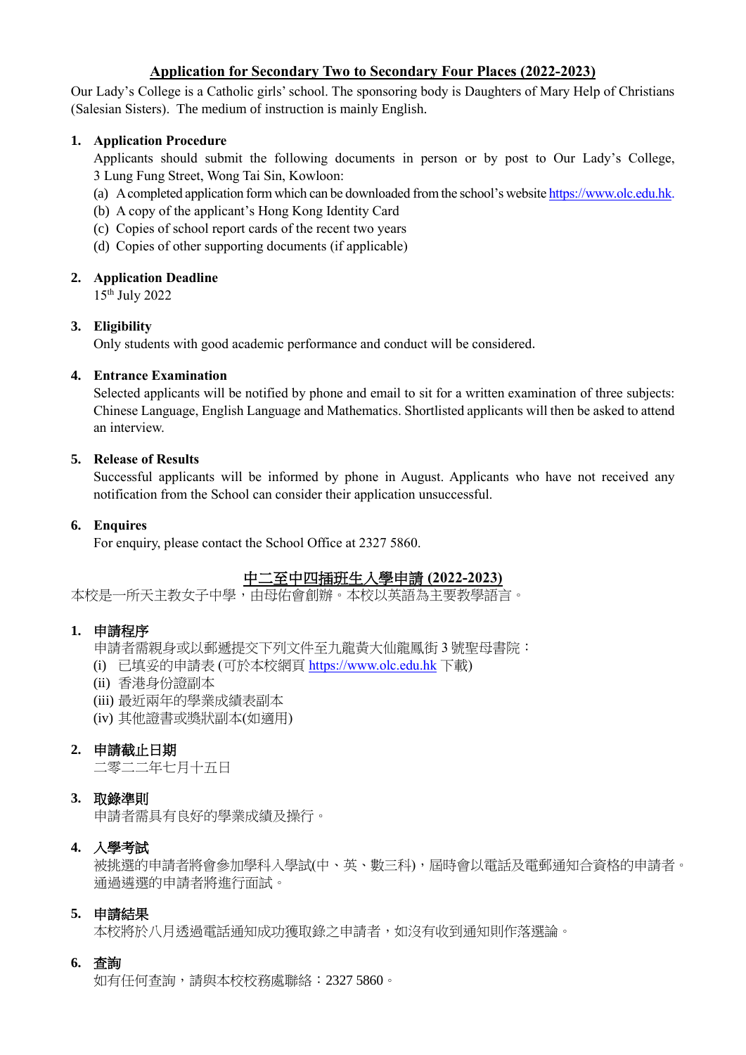## Application for Secondary Two to Secondary Four Places (2022-2023)

Our Lady's College is a Catholic girls' school. The sponsoring body is Daughters of Mary Help of Christians (Salesian Sisters). The medium of instruction is mainly English.

1. **Application Procedure**

   Applicants should submit the following documents in person or by post to Our Lady's College, 3 Lung Fung Street, Wong Tai Sin, Kowloon:

   (a) A completed application form which can be downloaded from the school's website https://www.olc.edu.hk.
   (b) A copy of the applicant's Hong Kong Identity Card
   (c) Copies of school report cards of the recent two years
   (d) Copies of other supporting documents (if applicable)

2. **Application Deadline**

   15th July 2022

3. **Eligibility**

   Only students with good academic performance and conduct will be considered.

4. **Entrance Examination**

   Selected applicants will be notified by phone and email to sit for a written examination of three subjects: Chinese Language, English Language and Mathematics. Shortlisted applicants will then be asked to attend an interview.

5. **Release of Results**

   Successful applicants will be informed by phone in August. Applicants who have not received any notification from the School can consider their application unsuccessful.

6. **Enquires**

   For enquiry, please contact the School Office at 2327 5860.

## 中二至中四插班生入學申請 (2022-2023)

本校是一所天主教女子中學，由母佑會創辦。本校以英語為主要教學語言。

1. **申請程序**

   申請者需親身或以郵遞提交下列文件至九龍黃大仙龍鳳街 3 號聖母書院：

   (i) 已填妥的申請表 (可於本校網頁 https://www.olc.edu.hk 下載)
   (ii) 香港身份證副本
   (iii) 最近兩年的學業成績表副本
   (iv) 其他證書或獎狀副本(如適用)

2. **申請截止日期**

   二零二二年七月十五日

3. **取錄準則**

   申請者需具有良好的學業成績及操行。

4. **入學考試**

   被挑選的申請者將會參加學科入學試(中、英、數三科)，屆時會以電話及電郵通知合資格的申請者。通過遴選的申請者將進行面試。

5. **申請結果**

   本校將於八月透過電話通知成功獲取錄之申請者，如沒有收到通知則作落選論。

6. **查詢**

   如有任何查詢，請與本校校務處聯絡：2327 5860。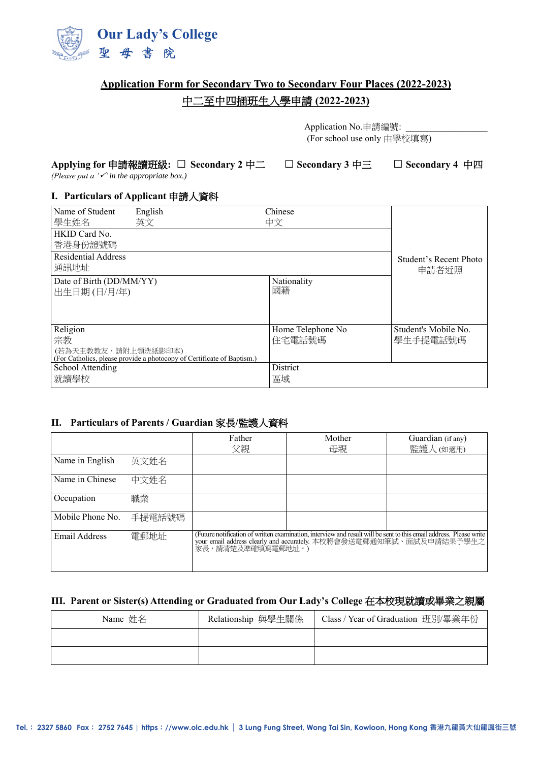**Our Lady's College**
**聖 母 書 院**

## Application Form for Secondary Two to Secondary Four Places (2022-2023)
## 中二至中四插班生入學申請 (2022-2023)

Application No.申請編號: ____________________
(For school use only 由學校填寫)

**Applying for 申請報讀班級:** ☐ **Secondary 2 中二** ☐ **Secondary 3 中三** ☐ **Secondary 4 中四**
*(Please put a '✓' in the appropriate box.)*

### I. Particulars of Applicant 申請人資料

| Name of Student 學生姓名 | English 英文 | Chinese 中文 | Student's Recent Photo 申請者近照 |
|---|---|---|---|
| HKID Card No. 香港身份證號碼 | | | |
| Residential Address 通訊地址 | | | |
| Date of Birth (DD/MM/YY) 出生日期 (日/月/年) | | Nationality 國籍 | |
| Religion 宗教 (若為天主教教友，請附上領洗紙影印本) (For Catholics, please provide a photocopy of Certificate of Baptism.) | | Home Telephone No 住宅電話號碼 | Student's Mobile No. 學生手提電話號碼 |
| School Attending 就讀學校 | | District 區域 | |

### II. Particulars of Parents / Guardian 家長/監護人資料

| | | Father 父親 | Mother 母親 | Guardian (if any) 監護人 (如適用) |
|---|---|---|---|---|
| Name in English | 英文姓名 | | | |
| Name in Chinese | 中文姓名 | | | |
| Occupation | 職業 | | | |
| Mobile Phone No. | 手提電話號碼 | | | |
| Email Address | 電郵地址 | (Future notification of written examination, interview and result will be sent to this email address. Please write your email address clearly and accurately. 本校將會發送電郵通知筆試、面試及申請結果予學生之家長，請清楚及準確填寫電郵地址。) | | |

### III. Parent or Sister(s) Attending or Graduated from Our Lady's College 在本校現就讀或畢業之親屬

| Name 姓名 | Relationship 與學生關係 | Class / Year of Graduation 班別/畢業年份 |
|---|---|---|
| | | |
| | | |

Tel.: 2327 5860 Fax: 2752 7645 | https://www.olc.edu.hk | 3 Lung Fung Street, Wong Tai Sin, Kowloon, Hong Kong 香港九龍黃大仙龍鳳街三號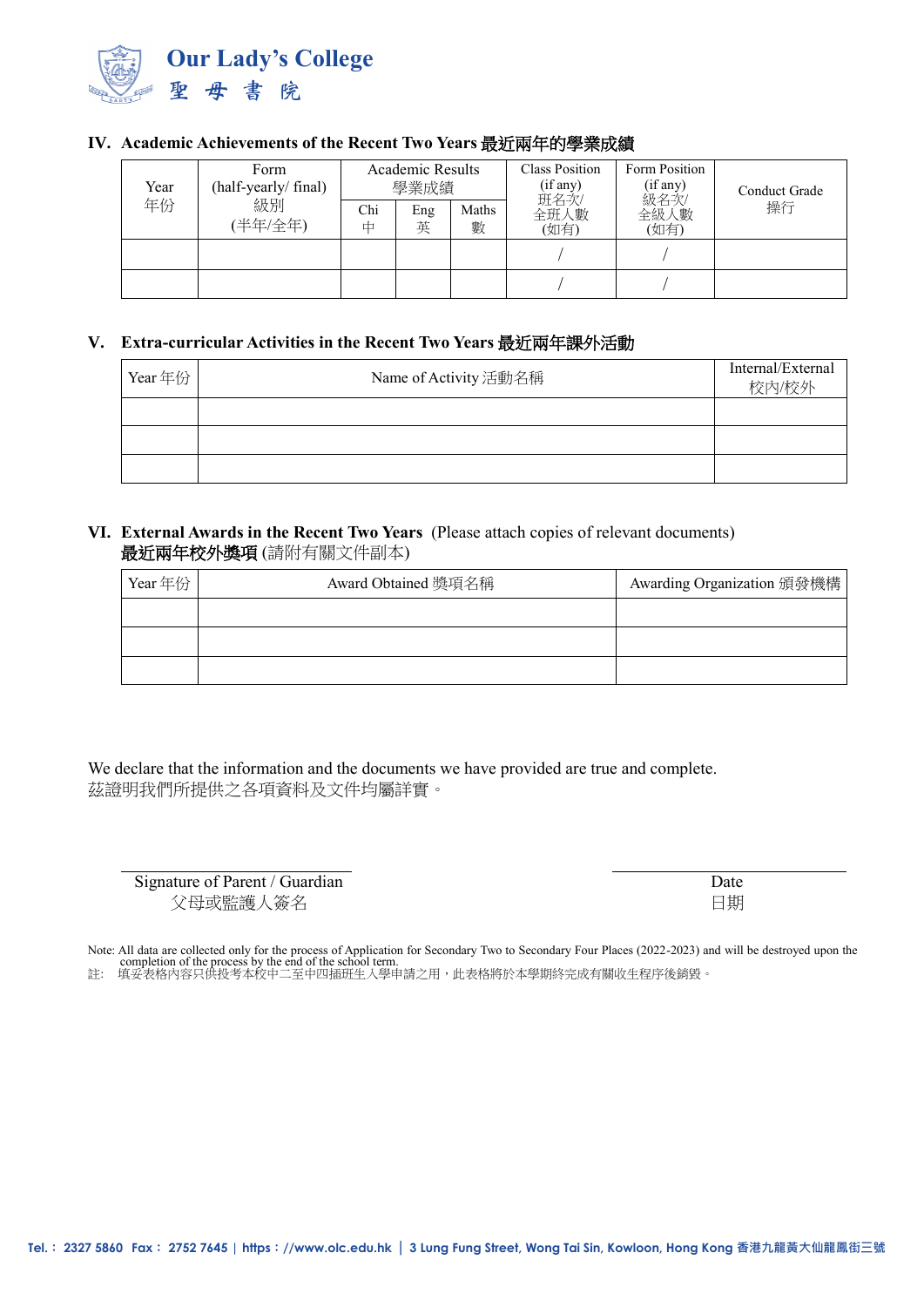# Our Lady's College
# 聖 母 書 院

## IV. Academic Achievements of the Recent Two Years 最近兩年的學業成績

| Year 年份 | Form (half-yearly/ final) 級別 (半年/全年) | Academic Results 學業成績 | | | Class Position (if any) 班名次/ 全班人數 (如有) | Form Position (if any) 級名次/ 全級人數 (如有) | Conduct Grade 操行 |
|---|---|---|---|---|---|---|---|
| | | Chi 中 | Eng 英 | Maths 數 | | | |
| | | | | | / | / | |
| | | | | | / | / | |

## V. Extra-curricular Activities in the Recent Two Years 最近兩年課外活動

| Year 年份 | Name of Activity 活動名稱 | Internal/External 校內/校外 |
|---|---|---|
| | | |
| | | |
| | | |

## VI. External Awards in the Recent Two Years (Please attach copies of relevant documents) 最近兩年校外獎項 (請附有關文件副本)

| Year 年份 | Award Obtained 獎項名稱 | Awarding Organization 頒發機構 |
|---|---|---|
| | | |
| | | |
| | | |

We declare that the information and the documents we have provided are true and complete.
茲證明我們所提供之各項資料及文件均屬詳實。

Signature of Parent / Guardian
父母或監護人簽名

Date
日期

Note: All data are collected only for the process of Application for Secondary Two to Secondary Four Places (2022-2023) and will be destroyed upon the completion of the process by the end of the school term.
註: 填妥表格內容只供投考本校中二至中四插班生入學申請之用，此表格將於本學期終完成有關收生程序後銷毀。

Tel.： 2327 5860 Fax： 2752 7645 | https：//www.olc.edu.hk | 3 Lung Fung Street, Wong Tai Sin, Kowloon, Hong Kong 香港九龍黃大仙龍鳳街三號